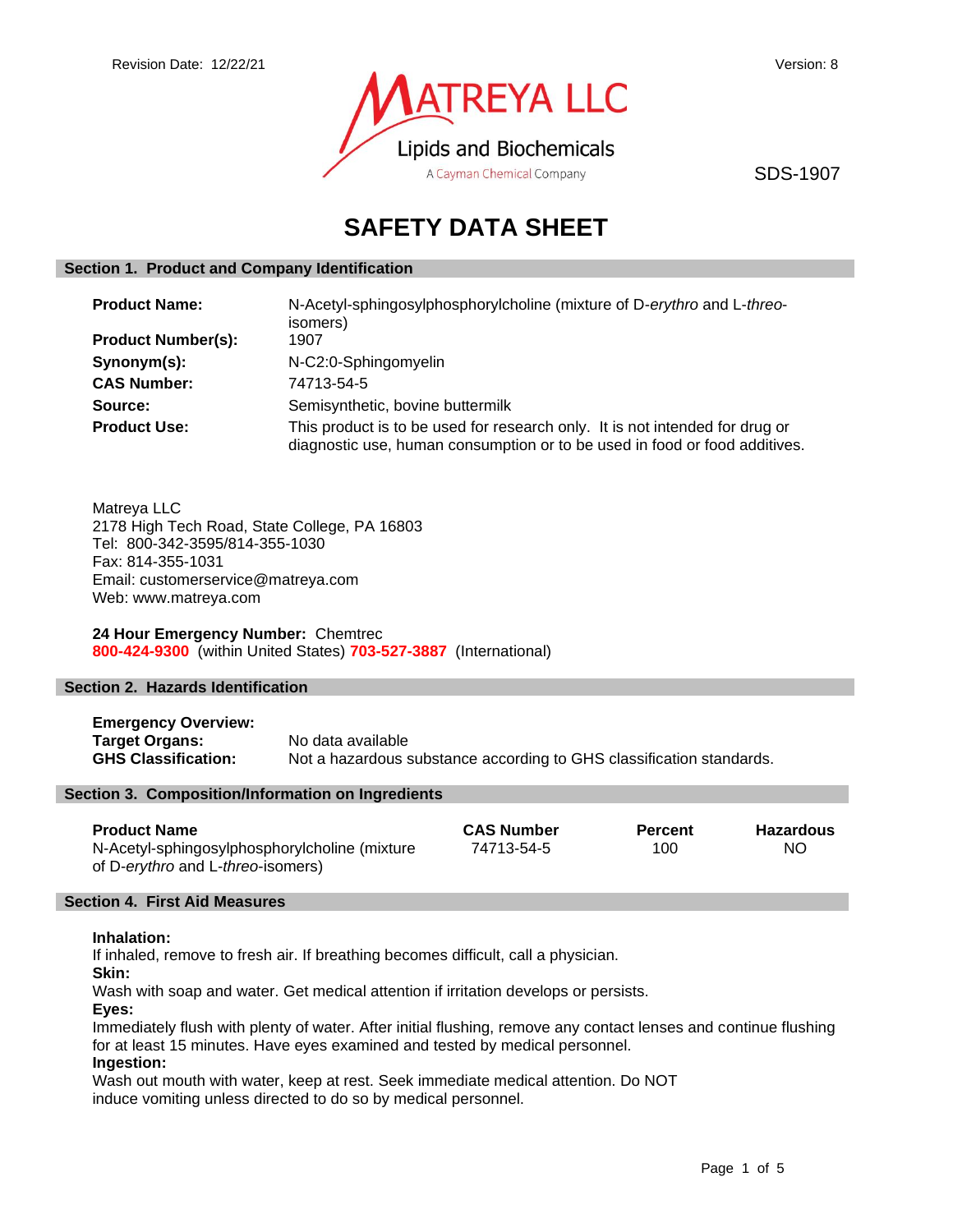Revision Date: 12/22/21

Version: 8

MATREYA LLC
Lipids and Biochemicals
A Cayman Chemical Company

SDS-1907

# SAFETY DATA SHEET

## Section 1. Product and Company Identification

| | |
|---|---|
| **Product Name:** | N-Acetyl-sphingosylphosphorylcholine (mixture of D-*erythro* and L-*threo*-isomers) |
| **Product Number(s):** | 1907 |
| **Synonym(s):** | N-C2:0-Sphingomyelin |
| **CAS Number:** | 74713-54-5 |
| **Source:** | Semisynthetic, bovine buttermilk |
| **Product Use:** | This product is to be used for research only. It is not intended for drug or diagnostic use, human consumption or to be used in food or food additives. |

Matreya LLC
2178 High Tech Road, State College, PA 16803
Tel: 800-342-3595/814-355-1030
Fax: 814-355-1031
Email: customerservice@matreya.com
Web: www.matreya.com

**24 Hour Emergency Number:** Chemtrec
**800-424-9300** (within United States) **703-527-3887** (International)

## Section 2. Hazards Identification

**Emergency Overview:**

| | |
|---|---|
| **Target Organs:** | No data available |
| **GHS Classification:** | Not a hazardous substance according to GHS classification standards. |

## Section 3. Composition/Information on Ingredients

| Product Name | CAS Number | Percent | Hazardous |
|---|---|---|---|
| N-Acetyl-sphingosylphosphorylcholine (mixture of D-*erythro* and L-*threo*-isomers) | 74713-54-5 | 100 | NO |

## Section 4. First Aid Measures

**Inhalation:**
If inhaled, remove to fresh air. If breathing becomes difficult, call a physician.

**Skin:**
Wash with soap and water. Get medical attention if irritation develops or persists.

**Eyes:**
Immediately flush with plenty of water. After initial flushing, remove any contact lenses and continue flushing for at least 15 minutes. Have eyes examined and tested by medical personnel.

**Ingestion:**
Wash out mouth with water, keep at rest. Seek immediate medical attention. Do NOT induce vomiting unless directed to do so by medical personnel.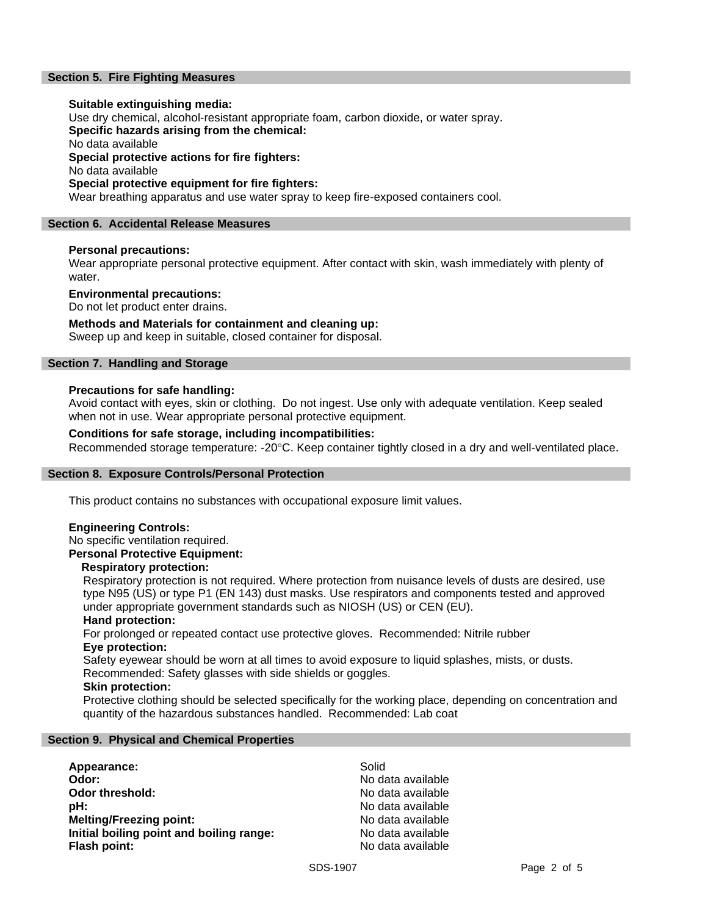## Section 5. Fire Fighting Measures

**Suitable extinguishing media:**
Use dry chemical, alcohol-resistant appropriate foam, carbon dioxide, or water spray.
**Specific hazards arising from the chemical:**
No data available
**Special protective actions for fire fighters:**
No data available
**Special protective equipment for fire fighters:**
Wear breathing apparatus and use water spray to keep fire-exposed containers cool.

## Section 6. Accidental Release Measures

**Personal precautions:**
Wear appropriate personal protective equipment. After contact with skin, wash immediately with plenty of water.

**Environmental precautions:**
Do not let product enter drains.

**Methods and Materials for containment and cleaning up:**
Sweep up and keep in suitable, closed container for disposal.

## Section 7. Handling and Storage

**Precautions for safe handling:**
Avoid contact with eyes, skin or clothing. Do not ingest. Use only with adequate ventilation. Keep sealed when not in use. Wear appropriate personal protective equipment.

**Conditions for safe storage, including incompatibilities:**
Recommended storage temperature: -20°C. Keep container tightly closed in a dry and well-ventilated place.

## Section 8. Exposure Controls/Personal Protection

This product contains no substances with occupational exposure limit values.

**Engineering Controls:**
No specific ventilation required.
**Personal Protective Equipment:**
**Respiratory protection:**
Respiratory protection is not required. Where protection from nuisance levels of dusts are desired, use type N95 (US) or type P1 (EN 143) dust masks. Use respirators and components tested and approved under appropriate government standards such as NIOSH (US) or CEN (EU).
**Hand protection:**
For prolonged or repeated contact use protective gloves. Recommended: Nitrile rubber
**Eye protection:**
Safety eyewear should be worn at all times to avoid exposure to liquid splashes, mists, or dusts. Recommended: Safety glasses with side shields or goggles.
**Skin protection:**
Protective clothing should be selected specifically for the working place, depending on concentration and quantity of the hazardous substances handled. Recommended: Lab coat

## Section 9. Physical and Chemical Properties

| | |
|---|---|
| **Appearance:** | Solid |
| **Odor:** | No data available |
| **Odor threshold:** | No data available |
| **pH:** | No data available |
| **Melting/Freezing point:** | No data available |
| **Initial boiling point and boiling range:** | No data available |
| **Flash point:** | No data available |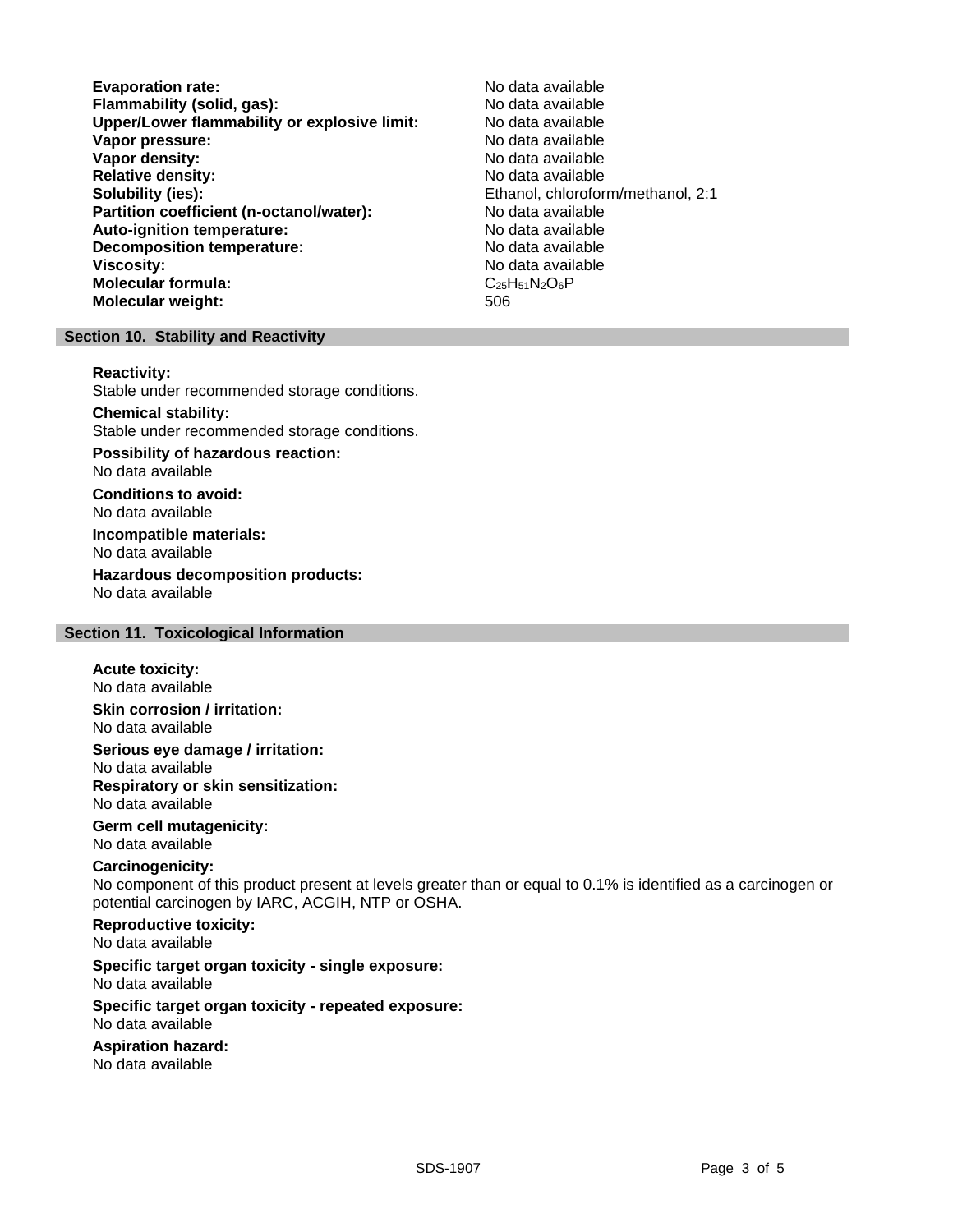**Evaporation rate:** No data available
**Flammability (solid, gas):** No data available
**Upper/Lower flammability or explosive limit:** No data available
**Vapor pressure:** No data available
**Vapor density:** No data available
**Relative density:** No data available
**Solubility (ies):** Ethanol, chloroform/methanol, 2:1
**Partition coefficient (n-octanol/water):** No data available
**Auto-ignition temperature:** No data available
**Decomposition temperature:** No data available
**Viscosity:** No data available
**Molecular formula:** $C_{25}H_{51}N_2O_6P$
**Molecular weight:** 506

## Section 10. Stability and Reactivity

**Reactivity:**
Stable under recommended storage conditions.

**Chemical stability:**
Stable under recommended storage conditions.

**Possibility of hazardous reaction:**
No data available

**Conditions to avoid:**
No data available

**Incompatible materials:**
No data available

**Hazardous decomposition products:**
No data available

## Section 11. Toxicological Information

**Acute toxicity:**
No data available

**Skin corrosion / irritation:**
No data available

**Serious eye damage / irritation:**
No data available

**Respiratory or skin sensitization:**
No data available

**Germ cell mutagenicity:**
No data available

**Carcinogenicity:**
No component of this product present at levels greater than or equal to 0.1% is identified as a carcinogen or potential carcinogen by IARC, ACGIH, NTP or OSHA.

**Reproductive toxicity:**
No data available

**Specific target organ toxicity - single exposure:**
No data available

**Specific target organ toxicity - repeated exposure:**
No data available

**Aspiration hazard:**
No data available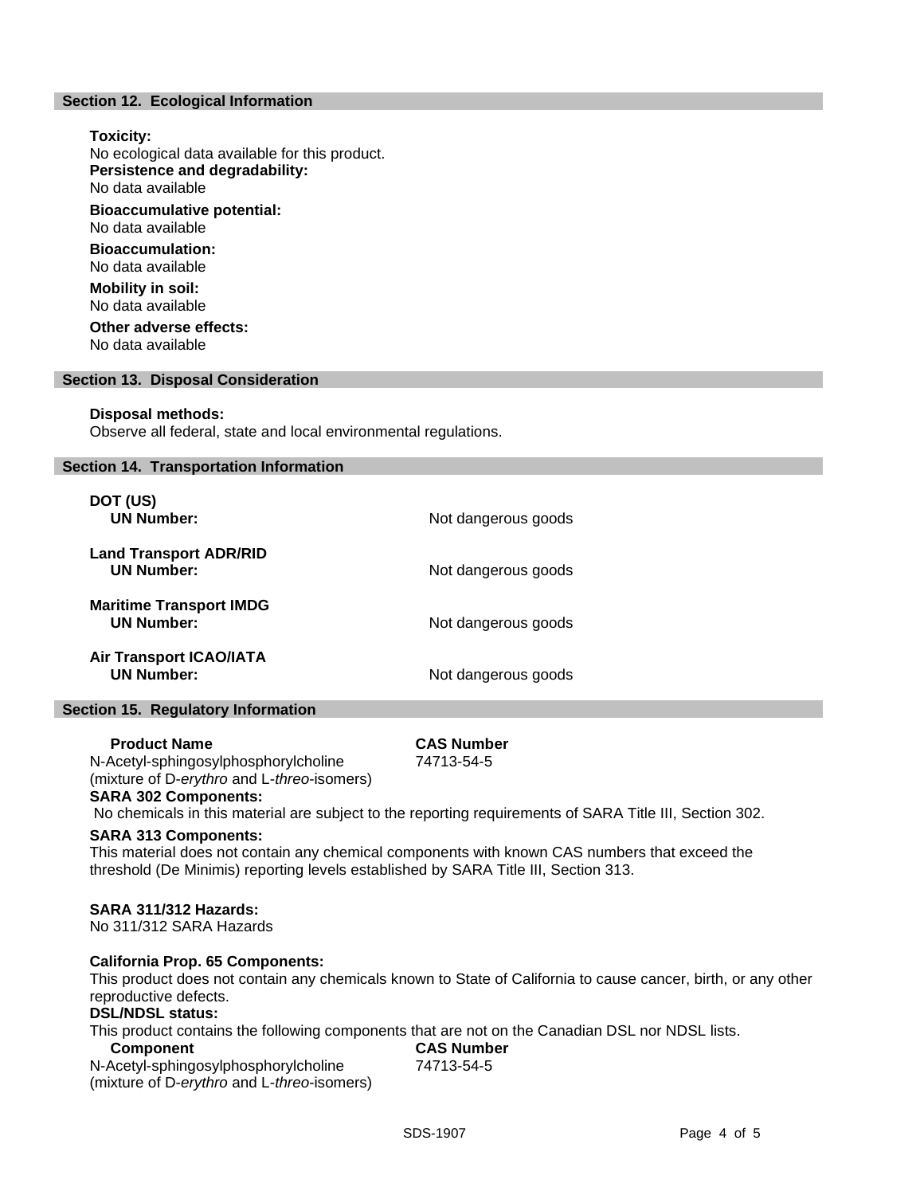## Section 12. Ecological Information

**Toxicity:**
No ecological data available for this product.

**Persistence and degradability:**
No data available

**Bioaccumulative potential:**
No data available

**Bioaccumulation:**
No data available

**Mobility in soil:**
No data available

**Other adverse effects:**
No data available

## Section 13. Disposal Consideration

**Disposal methods:**
Observe all federal, state and local environmental regulations.

## Section 14. Transportation Information

**DOT (US)**
**UN Number:** Not dangerous goods

**Land Transport ADR/RID**
**UN Number:** Not dangerous goods

**Maritime Transport IMDG**
**UN Number:** Not dangerous goods

**Air Transport ICAO/IATA**
**UN Number:** Not dangerous goods

## Section 15. Regulatory Information

| Product Name | CAS Number |
|---|---|
| N-Acetyl-sphingosylphosphorylcholine (mixture of D-*erythro* and L-*threo*-isomers) | 74713-54-5 |

**SARA 302 Components:**
No chemicals in this material are subject to the reporting requirements of SARA Title III, Section 302.

**SARA 313 Components:**
This material does not contain any chemical components with known CAS numbers that exceed the threshold (De Minimis) reporting levels established by SARA Title III, Section 313.

**SARA 311/312 Hazards:**
No 311/312 SARA Hazards

**California Prop. 65 Components:**
This product does not contain any chemicals known to State of California to cause cancer, birth, or any other reproductive defects.

**DSL/NDSL status:**
This product contains the following components that are not on the Canadian DSL nor NDSL lists.

| Component | CAS Number |
|---|---|
| N-Acetyl-sphingosylphosphorylcholine (mixture of D-*erythro* and L-*threo*-isomers) | 74713-54-5 |

SDS-1907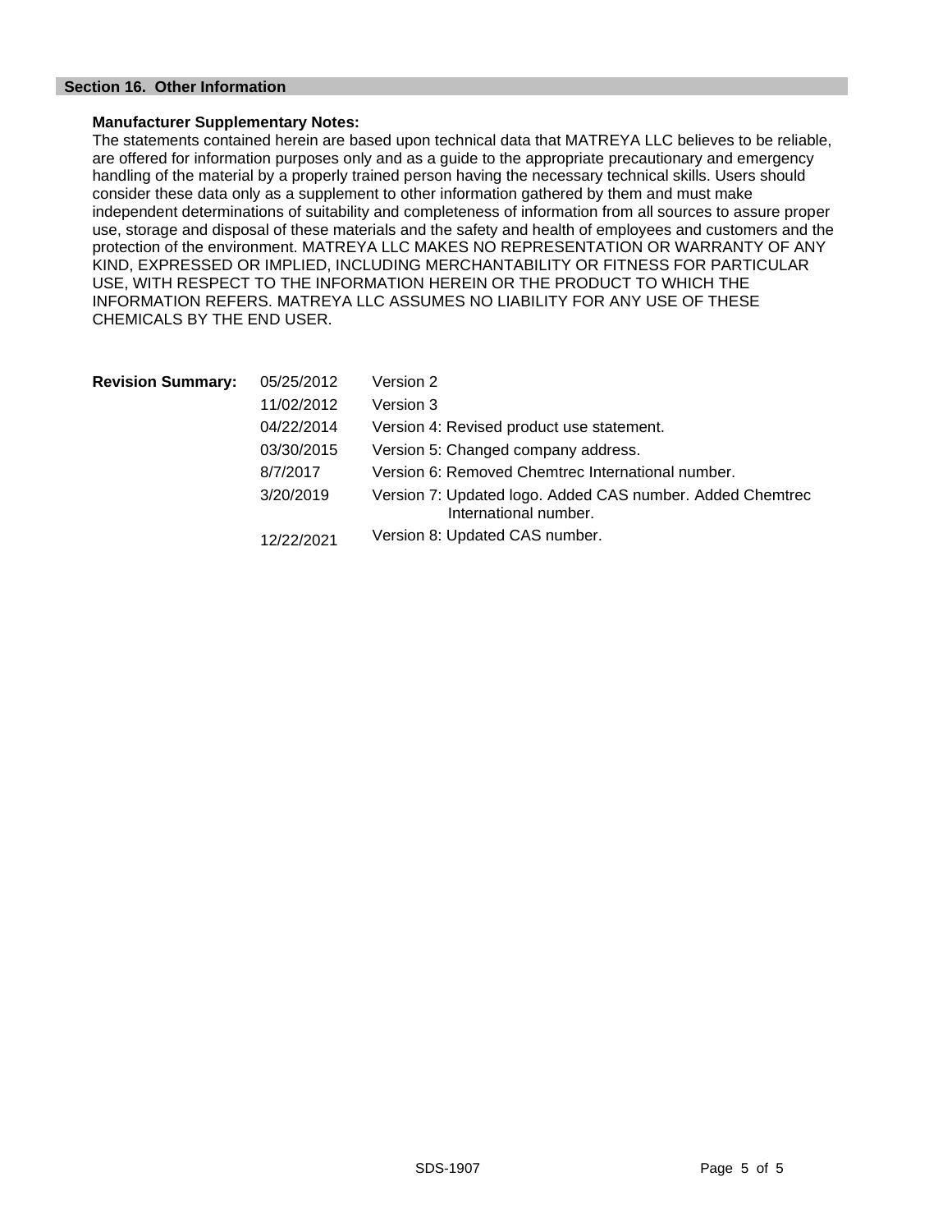## Section 16. Other Information

**Manufacturer Supplementary Notes:**

The statements contained herein are based upon technical data that MATREYA LLC believes to be reliable, are offered for information purposes only and as a guide to the appropriate precautionary and emergency handling of the material by a properly trained person having the necessary technical skills. Users should consider these data only as a supplement to other information gathered by them and must make independent determinations of suitability and completeness of information from all sources to assure proper use, storage and disposal of these materials and the safety and health of employees and customers and the protection of the environment. MATREYA LLC MAKES NO REPRESENTATION OR WARRANTY OF ANY KIND, EXPRESSED OR IMPLIED, INCLUDING MERCHANTABILITY OR FITNESS FOR PARTICULAR USE, WITH RESPECT TO THE INFORMATION HEREIN OR THE PRODUCT TO WHICH THE INFORMATION REFERS. MATREYA LLC ASSUMES NO LIABILITY FOR ANY USE OF THESE CHEMICALS BY THE END USER.

| | | |
|---|---|---|
| **Revision Summary:** | 05/25/2012 | Version 2 |
| | 11/02/2012 | Version 3 |
| | 04/22/2014 | Version 4: Revised product use statement. |
| | 03/30/2015 | Version 5: Changed company address. |
| | 8/7/2017 | Version 6: Removed Chemtrec International number. |
| | 3/20/2019 | Version 7: Updated logo. Added CAS number. Added Chemtrec International number. |
| | 12/22/2021 | Version 8: Updated CAS number. |

SDS-1907